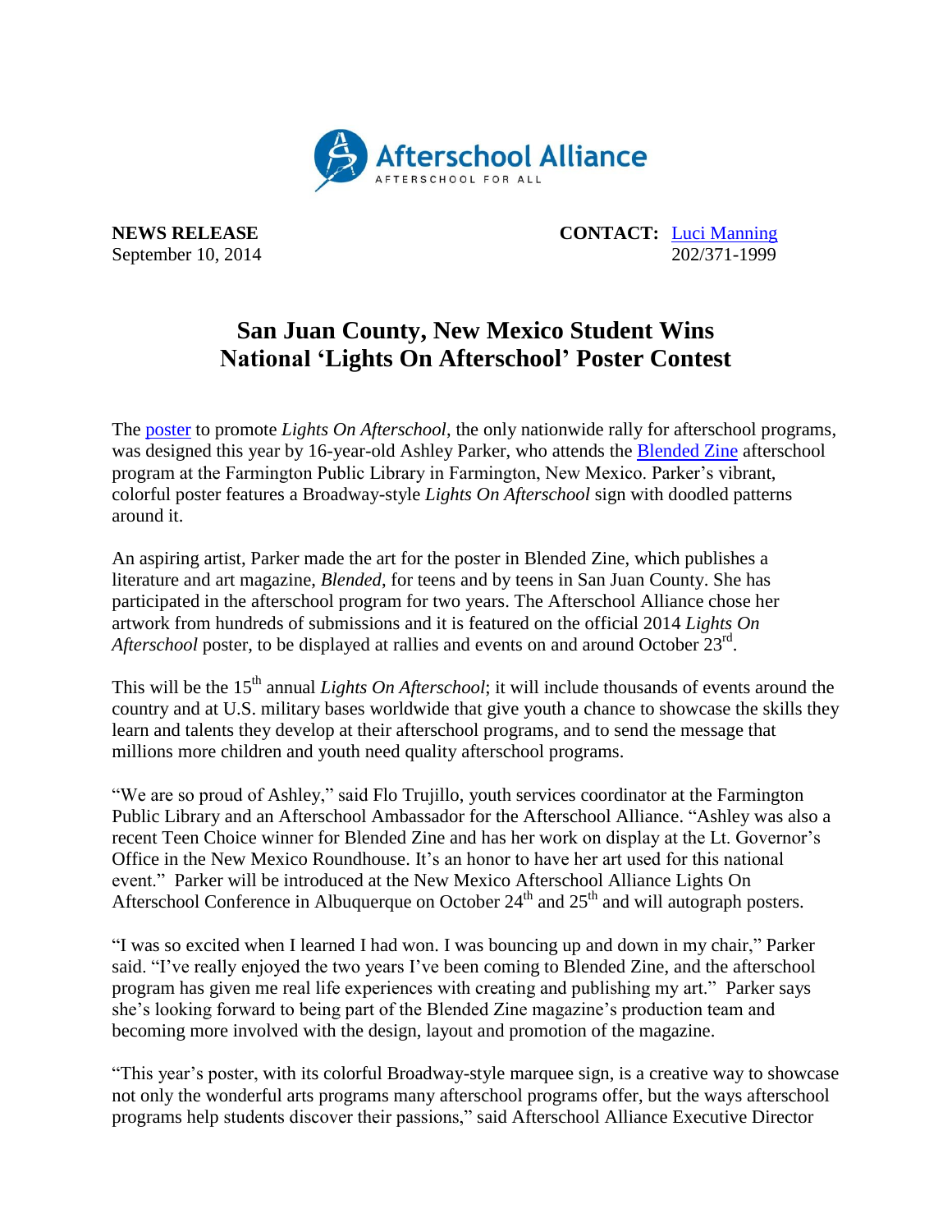Afterschool Alliance
AFTERSCHOOL FOR ALL

**NEWS RELEASE**
September 10, 2014

**CONTACT:** Luci Manning
202/371-1999

# San Juan County, New Mexico Student Wins National 'Lights On Afterschool' Poster Contest

The poster to promote *Lights On Afterschool*, the only nationwide rally for afterschool programs, was designed this year by 16-year-old Ashley Parker, who attends the Blended Zine afterschool program at the Farmington Public Library in Farmington, New Mexico. Parker's vibrant, colorful poster features a Broadway-style *Lights On Afterschool* sign with doodled patterns around it.

An aspiring artist, Parker made the art for the poster in Blended Zine, which publishes a literature and art magazine, *Blended*, for teens and by teens in San Juan County. She has participated in the afterschool program for two years. The Afterschool Alliance chose her artwork from hundreds of submissions and it is featured on the official 2014 *Lights On Afterschool* poster, to be displayed at rallies and events on and around October 23rd.

This will be the 15th annual *Lights On Afterschool*; it will include thousands of events around the country and at U.S. military bases worldwide that give youth a chance to showcase the skills they learn and talents they develop at their afterschool programs, and to send the message that millions more children and youth need quality afterschool programs.

"We are so proud of Ashley," said Flo Trujillo, youth services coordinator at the Farmington Public Library and an Afterschool Ambassador for the Afterschool Alliance. "Ashley was also a recent Teen Choice winner for Blended Zine and has her work on display at the Lt. Governor's Office in the New Mexico Roundhouse. It's an honor to have her art used for this national event." Parker will be introduced at the New Mexico Afterschool Alliance Lights On Afterschool Conference in Albuquerque on October 24th and 25th and will autograph posters.

"I was so excited when I learned I had won. I was bouncing up and down in my chair," Parker said. "I've really enjoyed the two years I've been coming to Blended Zine, and the afterschool program has given me real life experiences with creating and publishing my art." Parker says she's looking forward to being part of the Blended Zine magazine's production team and becoming more involved with the design, layout and promotion of the magazine.

"This year's poster, with its colorful Broadway-style marquee sign, is a creative way to showcase not only the wonderful arts programs many afterschool programs offer, but the ways afterschool programs help students discover their passions," said Afterschool Alliance Executive Director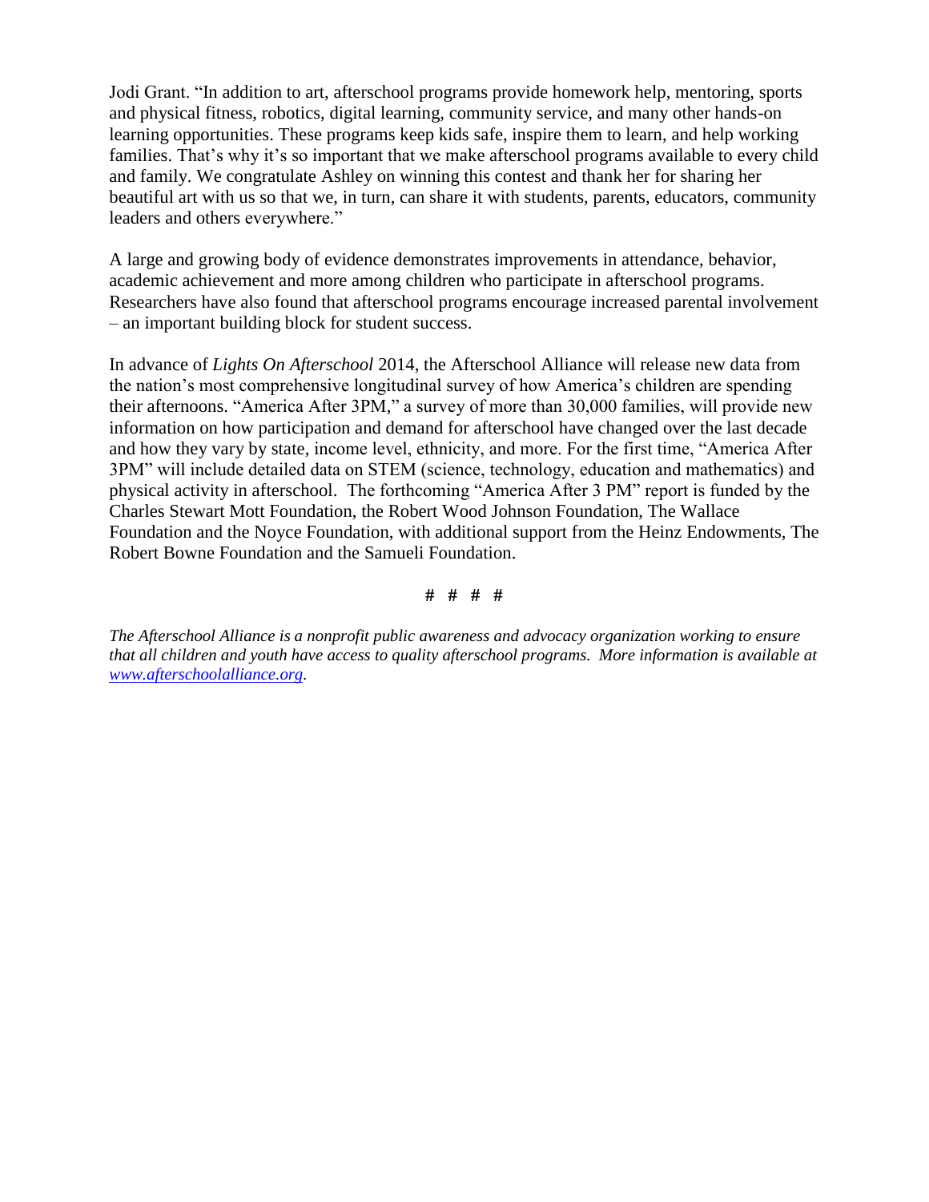Jodi Grant. "In addition to art, afterschool programs provide homework help, mentoring, sports and physical fitness, robotics, digital learning, community service, and many other hands-on learning opportunities. These programs keep kids safe, inspire them to learn, and help working families. That's why it's so important that we make afterschool programs available to every child and family. We congratulate Ashley on winning this contest and thank her for sharing her beautiful art with us so that we, in turn, can share it with students, parents, educators, community leaders and others everywhere."

A large and growing body of evidence demonstrates improvements in attendance, behavior, academic achievement and more among children who participate in afterschool programs. Researchers have also found that afterschool programs encourage increased parental involvement – an important building block for student success.

In advance of *Lights On Afterschool* 2014, the Afterschool Alliance will release new data from the nation's most comprehensive longitudinal survey of how America's children are spending their afternoons. "America After 3PM," a survey of more than 30,000 families, will provide new information on how participation and demand for afterschool have changed over the last decade and how they vary by state, income level, ethnicity, and more. For the first time, "America After 3PM" will include detailed data on STEM (science, technology, education and mathematics) and physical activity in afterschool. The forthcoming "America After 3 PM" report is funded by the Charles Stewart Mott Foundation, the Robert Wood Johnson Foundation, The Wallace Foundation and the Noyce Foundation, with additional support from the Heinz Endowments, The Robert Bowne Foundation and the Samueli Foundation.

**# # # #**

*The Afterschool Alliance is a nonprofit public awareness and advocacy organization working to ensure that all children and youth have access to quality afterschool programs. More information is available at [www.afterschoolalliance.org](http://www.afterschoolalliance.org).*